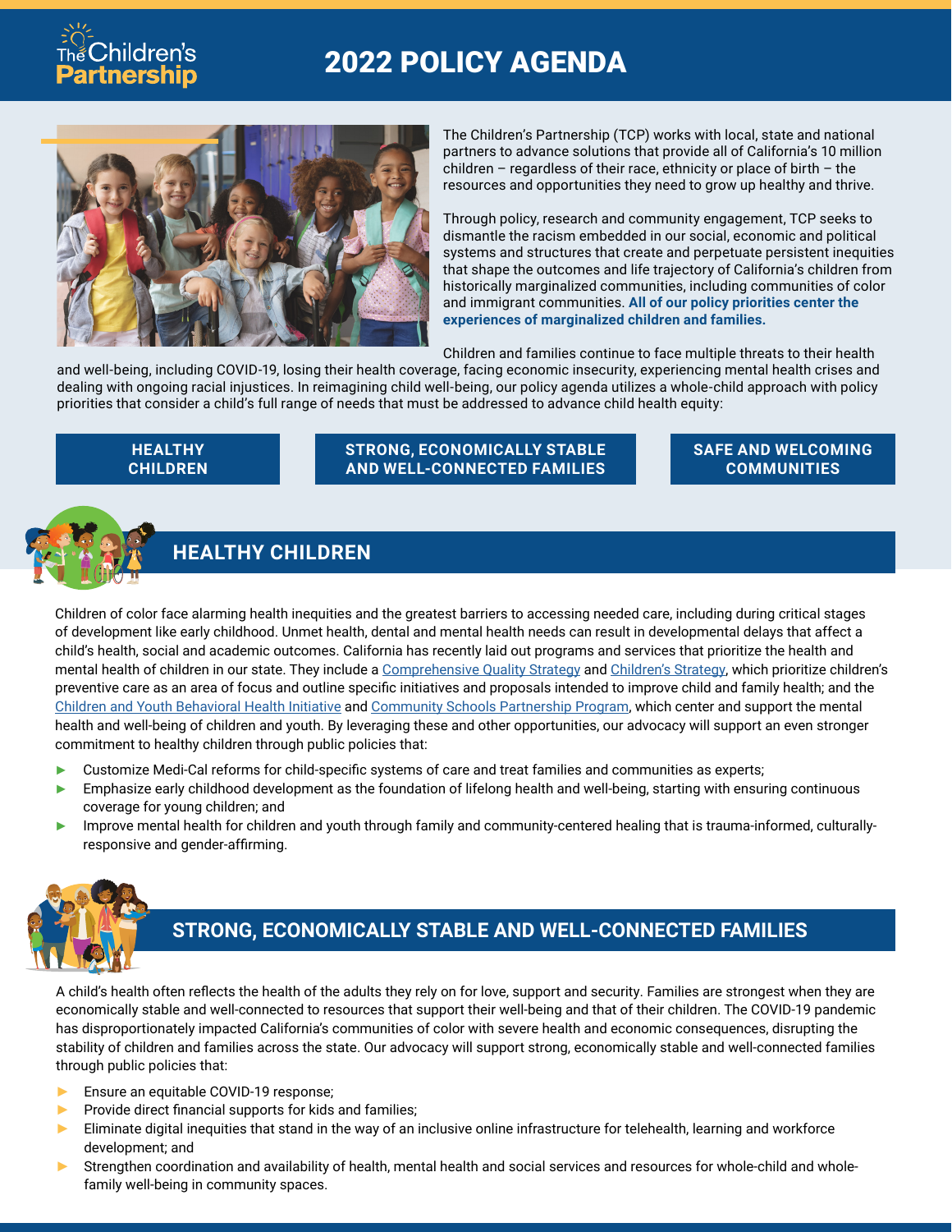The Children's Partnership

# 2022 POLICY AGENDA

The Children's Partnership (TCP) works with local, state and national partners to advance solutions that provide all of California's 10 million children – regardless of their race, ethnicity or place of birth – the resources and opportunities they need to grow up healthy and thrive.

Through policy, research and community engagement, TCP seeks to dismantle the racism embedded in our social, economic and political systems and structures that create and perpetuate persistent inequities that shape the outcomes and life trajectory of California's children from historically marginalized communities, including communities of color and immigrant communities. **All of our policy priorities center the experiences of marginalized children and families.**

Children and families continue to face multiple threats to their health and well-being, including COVID-19, losing their health coverage, facing economic insecurity, experiencing mental health crises and dealing with ongoing racial injustices. In reimagining child well-being, our policy agenda utilizes a whole-child approach with policy priorities that consider a child's full range of needs that must be addressed to advance child health equity:

**HEALTHY CHILDREN** | **STRONG, ECONOMICALLY STABLE AND WELL-CONNECTED FAMILIES** | **SAFE AND WELCOMING COMMUNITIES**

## HEALTHY CHILDREN

Children of color face alarming health inequities and the greatest barriers to accessing needed care, including during critical stages of development like early childhood. Unmet health, dental and mental health needs can result in developmental delays that affect a child's health, social and academic outcomes. California has recently laid out programs and services that prioritize the health and mental health of children in our state. They include a Comprehensive Quality Strategy and Children's Strategy, which prioritize children's preventive care as an area of focus and outline specific initiatives and proposals intended to improve child and family health; and the Children and Youth Behavioral Health Initiative and Community Schools Partnership Program, which center and support the mental health and well-being of children and youth. By leveraging these and other opportunities, our advocacy will support an even stronger commitment to healthy children through public policies that:

- Customize Medi-Cal reforms for child-specific systems of care and treat families and communities as experts;
- Emphasize early childhood development as the foundation of lifelong health and well-being, starting with ensuring continuous coverage for young children; and
- Improve mental health for children and youth through family and community-centered healing that is trauma-informed, culturally-responsive and gender-affirming.

## STRONG, ECONOMICALLY STABLE AND WELL-CONNECTED FAMILIES

A child's health often reflects the health of the adults they rely on for love, support and security. Families are strongest when they are economically stable and well-connected to resources that support their well-being and that of their children. The COVID-19 pandemic has disproportionately impacted California's communities of color with severe health and economic consequences, disrupting the stability of children and families across the state. Our advocacy will support strong, economically stable and well-connected families through public policies that:

- Ensure an equitable COVID-19 response;
- Provide direct financial supports for kids and families;
- Eliminate digital inequities that stand in the way of an inclusive online infrastructure for telehealth, learning and workforce development; and
- Strengthen coordination and availability of health, mental health and social services and resources for whole-child and whole-family well-being in community spaces.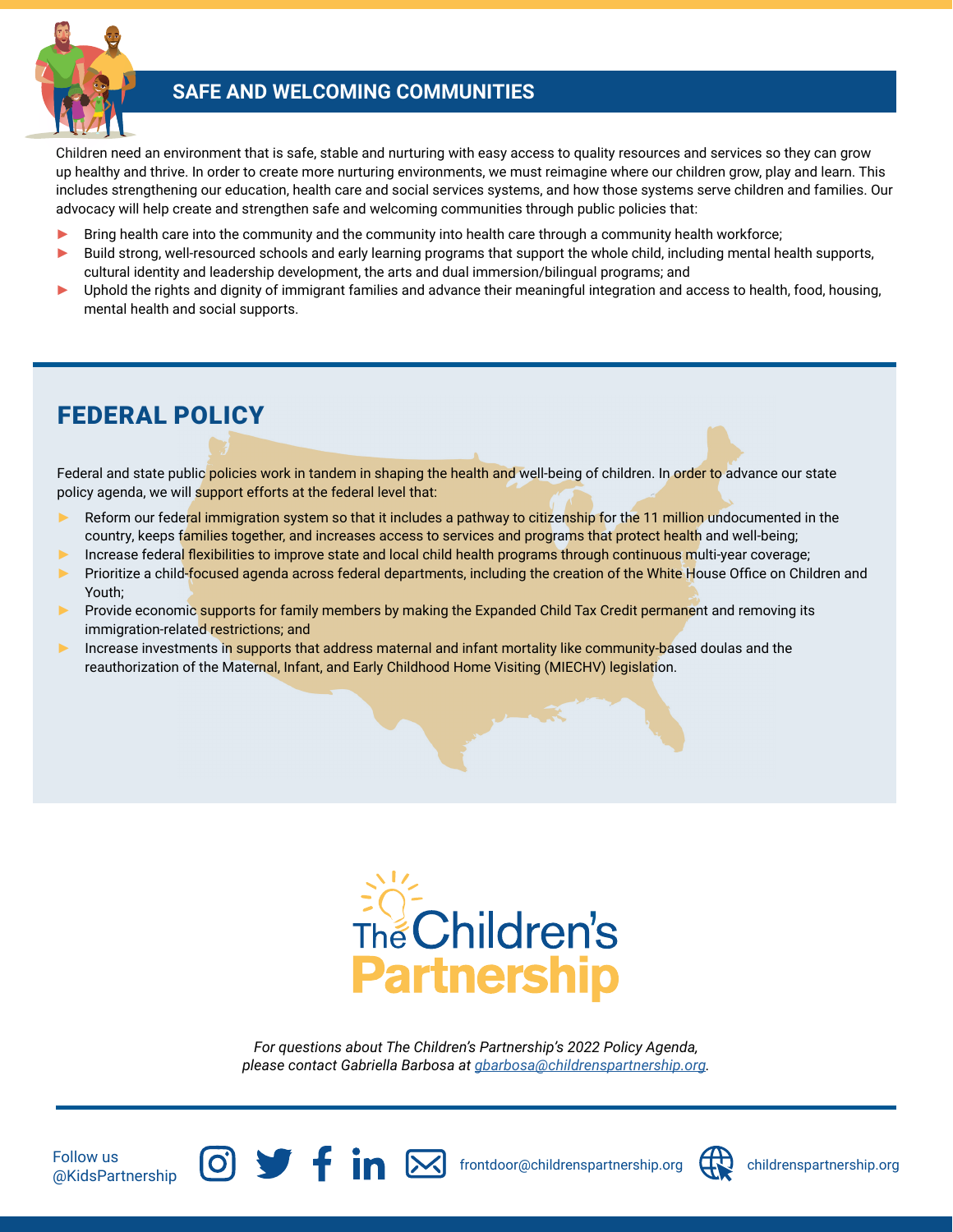## SAFE AND WELCOMING COMMUNITIES

Children need an environment that is safe, stable and nurturing with easy access to quality resources and services so they can grow up healthy and thrive. In order to create more nurturing environments, we must reimagine where our children grow, play and learn. This includes strengthening our education, health care and social services systems, and how those systems serve children and families. Our advocacy will help create and strengthen safe and welcoming communities through public policies that:

- Bring health care into the community and the community into health care through a community health workforce;
- Build strong, well-resourced schools and early learning programs that support the whole child, including mental health supports, cultural identity and leadership development, the arts and dual immersion/bilingual programs; and
- Uphold the rights and dignity of immigrant families and advance their meaningful integration and access to health, food, housing, mental health and social supports.

## FEDERAL POLICY

Federal and state public policies work in tandem in shaping the health and well-being of children. In order to advance our state policy agenda, we will support efforts at the federal level that:

- Reform our federal immigration system so that it includes a pathway to citizenship for the 11 million undocumented in the country, keeps families together, and increases access to services and programs that protect health and well-being;
- Increase federal flexibilities to improve state and local child health programs through continuous multi-year coverage;
- Prioritize a child-focused agenda across federal departments, including the creation of the White House Office on Children and Youth;
- Provide economic supports for family members by making the Expanded Child Tax Credit permanent and removing its immigration-related restrictions; and
- Increase investments in supports that address maternal and infant mortality like community-based doulas and the reauthorization of the Maternal, Infant, and Early Childhood Home Visiting (MIECHV) legislation.

The Children's Partnership

*For questions about The Children's Partnership's 2022 Policy Agenda, please contact Gabriella Barbosa at gbarbosa@childrenspartnership.org.*

Follow us @KidsPartnership

frontdoor@childrenspartnership.org

childrenspartnership.org